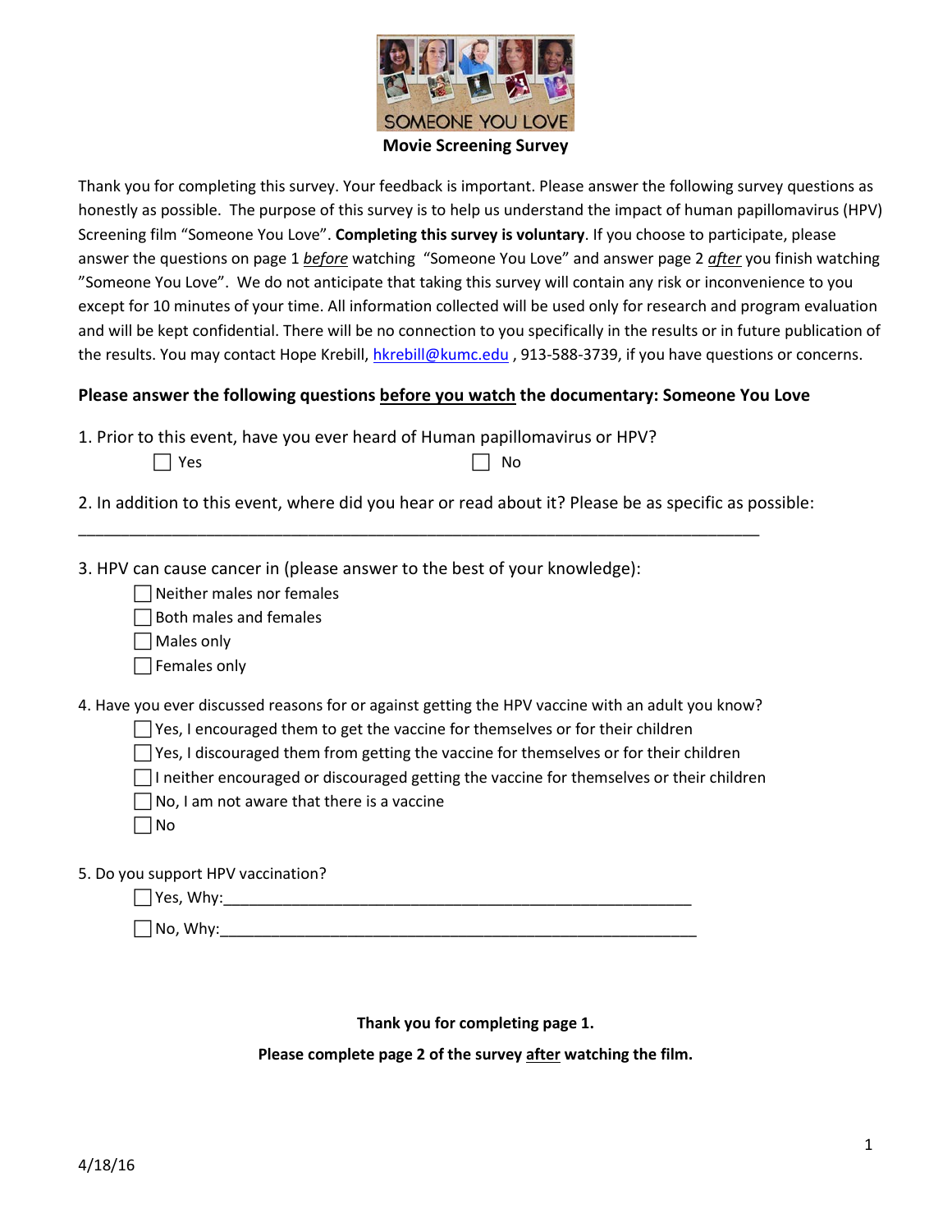SOMEONE YOU LOVE

## Movie Screening Survey

Thank you for completing this survey. Your feedback is important. Please answer the following survey questions as honestly as possible. The purpose of this survey is to help us understand the impact of human papillomavirus (HPV) Screening film "Someone You Love". **Completing this survey is voluntary**. If you choose to participate, please answer the questions on page 1 ***before*** watching "Someone You Love" and answer page 2 ***after*** you finish watching "Someone You Love". We do not anticipate that taking this survey will contain any risk or inconvenience to you except for 10 minutes of your time. All information collected will be used only for research and program evaluation and will be kept confidential. There will be no connection to you specifically in the results or in future publication of the results. You may contact Hope Krebill, hkrebill@kumc.edu , 913-588-3739, if you have questions or concerns.

### Please answer the following questions before you watch the documentary: Someone You Love

1. Prior to this event, have you ever heard of Human papillomavirus or HPV?

☐ Yes ☐ No

2. In addition to this event, where did you hear or read about it? Please be as specific as possible:

___________________________________________________________________________

3. HPV can cause cancer in (please answer to the best of your knowledge):

☐ Neither males nor females
☐ Both males and females
☐ Males only
☐ Females only

4. Have you ever discussed reasons for or against getting the HPV vaccine with an adult you know?

☐ Yes, I encouraged them to get the vaccine for themselves or for their children
☐ Yes, I discouraged them from getting the vaccine for themselves or for their children
☐ I neither encouraged or discouraged getting the vaccine for themselves or their children
☐ No, I am not aware that there is a vaccine
☐ No

5. Do you support HPV vaccination?

☐ Yes, Why:____________________________________________________
☐ No, Why:_____________________________________________________

**Thank you for completing page 1.**

**Please complete page 2 of the survey after watching the film.**

4/18/16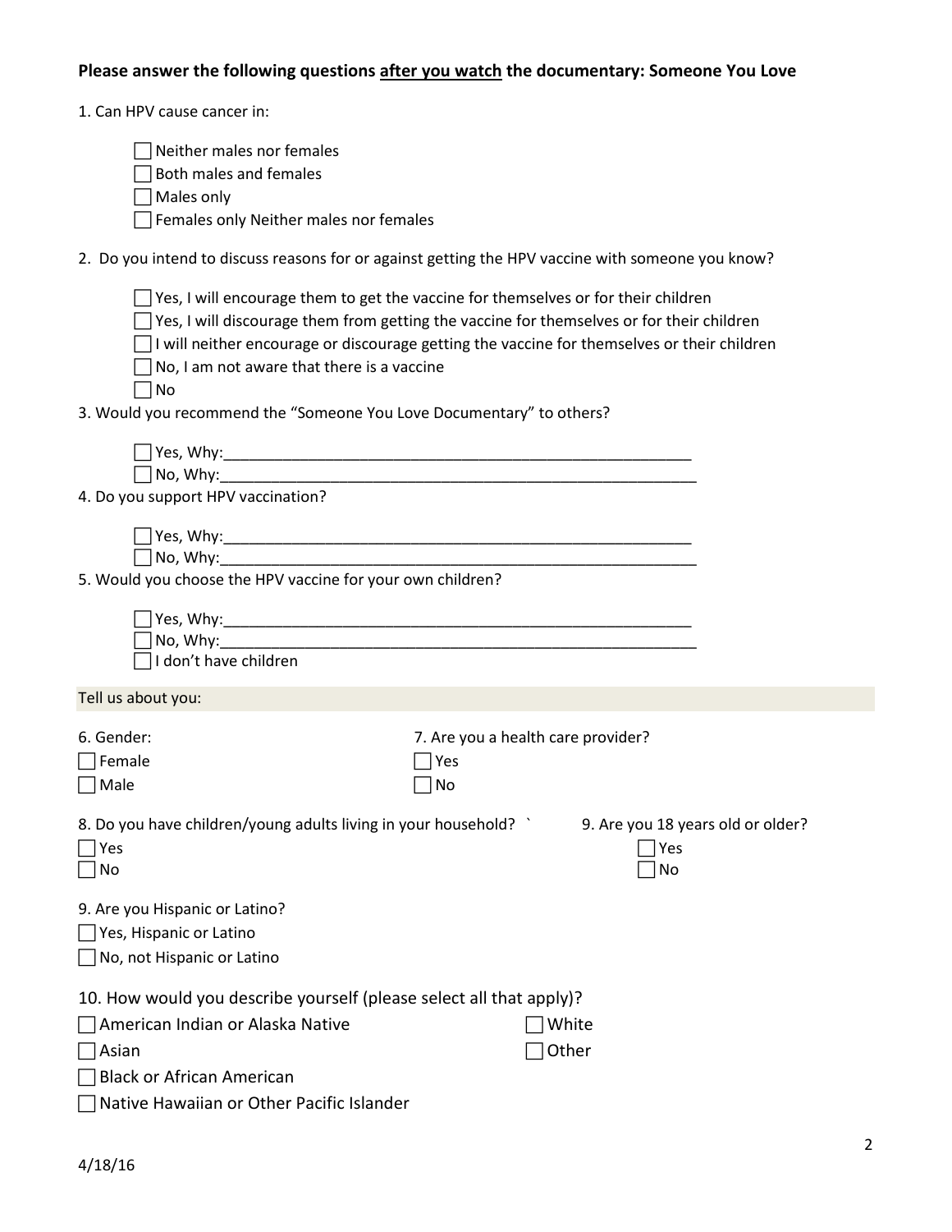**Please answer the following questions after you watch the documentary: Someone You Love**

1. Can HPV cause cancer in:

- ☐ Neither males nor females
- ☐ Both males and females
- ☐ Males only
- ☐ Females only Neither males nor females

2. Do you intend to discuss reasons for or against getting the HPV vaccine with someone you know?

- ☐ Yes, I will encourage them to get the vaccine for themselves or for their children
- ☐ Yes, I will discourage them from getting the vaccine for themselves or for their children
- ☐ I will neither encourage or discourage getting the vaccine for themselves or their children
- ☐ No, I am not aware that there is a vaccine
- ☐ No

3. Would you recommend the "Someone You Love Documentary" to others?

- ☐ Yes, Why:________________________________________________________
- ☐ No, Why:_________________________________________________________

4. Do you support HPV vaccination?

- ☐ Yes, Why:________________________________________________________
- ☐ No, Why:_________________________________________________________

5. Would you choose the HPV vaccine for your own children?

- ☐ Yes, Why:________________________________________________________
- ☐ No, Why:_________________________________________________________
- ☐ I don't have children

Tell us about you:

6. Gender:
- ☐ Female
- ☐ Male

7. Are you a health care provider?
- ☐ Yes
- ☐ No

8. Do you have children/young adults living in your household? `
- ☐ Yes
- ☐ No

9. Are you 18 years old or older?
- ☐ Yes
- ☐ No

9. Are you Hispanic or Latino?
- ☐ Yes, Hispanic or Latino
- ☐ No, not Hispanic or Latino

10. How would you describe yourself (please select all that apply)?
- ☐ American Indian or Alaska Native
- ☐ Asian
- ☐ Black or African American
- ☐ Native Hawaiian or Other Pacific Islander
- ☐ White
- ☐ Other

4/18/16